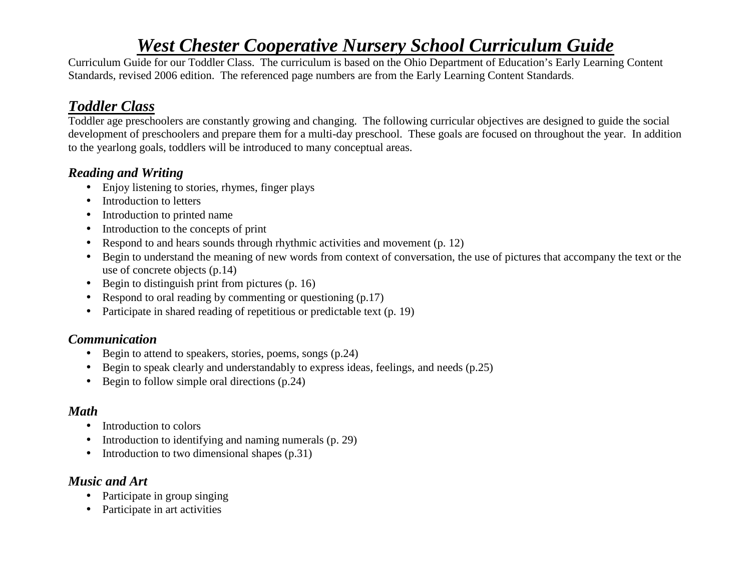# ***West Chester Cooperative Nursery School Curriculum Guide***

Curriculum Guide for our Toddler Class. The curriculum is based on the Ohio Department of Education's Early Learning Content Standards, revised 2006 edition. The referenced page numbers are from the Early Learning Content Standards.

## ***Toddler Class***

Toddler age preschoolers are constantly growing and changing. The following curricular objectives are designed to guide the social development of preschoolers and prepare them for a multi-day preschool. These goals are focused on throughout the year. In addition to the yearlong goals, toddlers will be introduced to many conceptual areas.

### *Reading and Writing*

- Enjoy listening to stories, rhymes, finger plays
- Introduction to letters
- Introduction to printed name
- Introduction to the concepts of print
- Respond to and hears sounds through rhythmic activities and movement (p. 12)
- Begin to understand the meaning of new words from context of conversation, the use of pictures that accompany the text or the use of concrete objects (p.14)
- Begin to distinguish print from pictures (p. 16)
- Respond to oral reading by commenting or questioning (p.17)
- Participate in shared reading of repetitious or predictable text (p. 19)

### *Communication*

- Begin to attend to speakers, stories, poems, songs (p.24)
- Begin to speak clearly and understandably to express ideas, feelings, and needs (p.25)
- Begin to follow simple oral directions (p.24)

### *Math*

- Introduction to colors
- Introduction to identifying and naming numerals (p. 29)
- Introduction to two dimensional shapes (p.31)

### *Music and Art*

- Participate in group singing
- Participate in art activities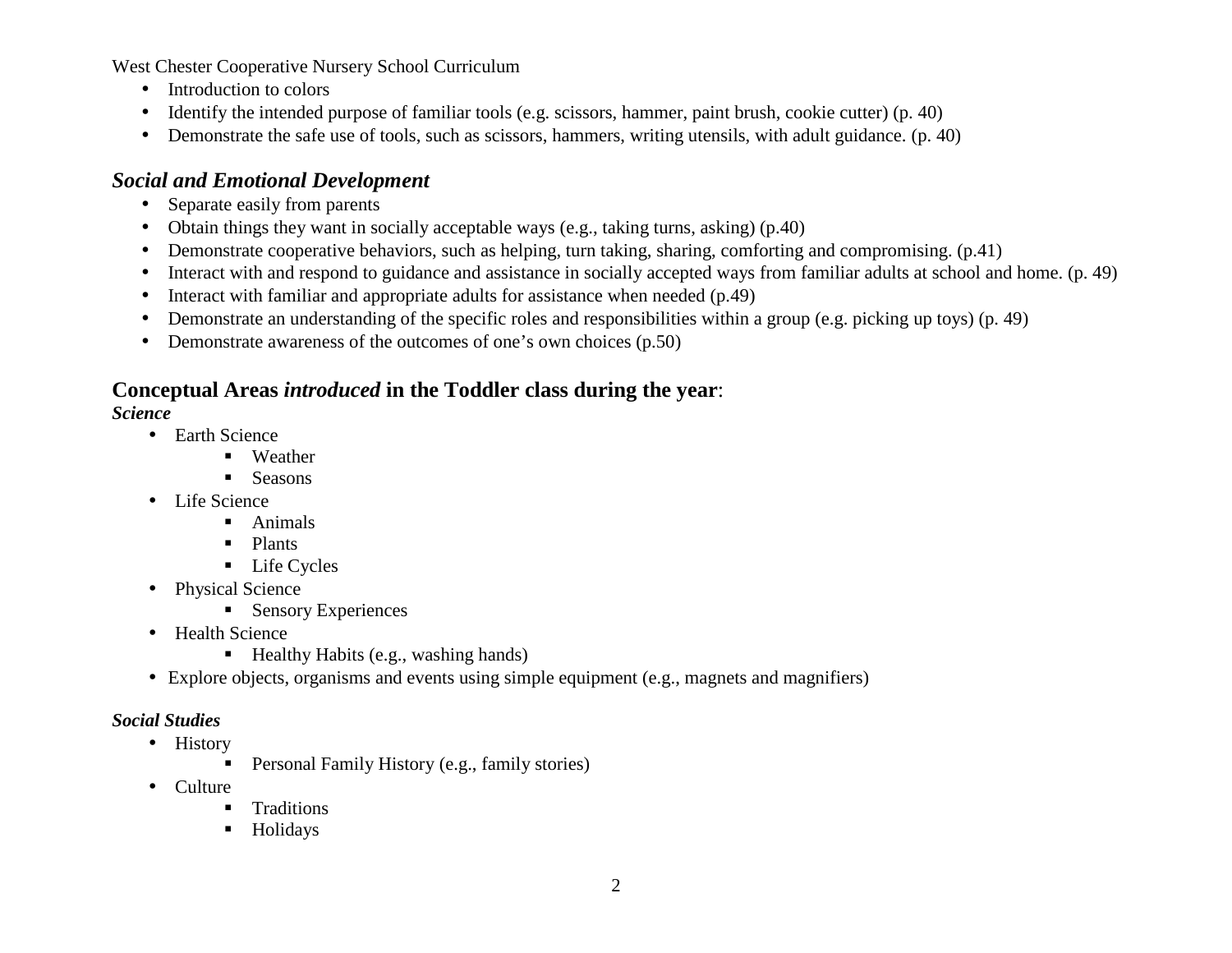West Chester Cooperative Nursery School Curriculum

- Introduction to colors
- Identify the intended purpose of familiar tools (e.g. scissors, hammer, paint brush, cookie cutter) (p. 40)
- Demonstrate the safe use of tools, such as scissors, hammers, writing utensils, with adult guidance. (p. 40)

### *Social and Emotional Development*

- Separate easily from parents
- Obtain things they want in socially acceptable ways (e.g., taking turns, asking) (p.40)
- Demonstrate cooperative behaviors, such as helping, turn taking, sharing, comforting and compromising. (p.41)
- Interact with and respond to guidance and assistance in socially accepted ways from familiar adults at school and home. (p. 49)
- Interact with familiar and appropriate adults for assistance when needed (p.49)
- Demonstrate an understanding of the specific roles and responsibilities within a group (e.g. picking up toys) (p. 49)
- Demonstrate awareness of the outcomes of one's own choices (p.50)

## Conceptual Areas *introduced* in the Toddler class during the year:

***Science***

- Earth Science
  - Weather
  - Seasons
- Life Science
  - Animals
  - Plants
  - Life Cycles
- Physical Science
  - Sensory Experiences
- Health Science
  - Healthy Habits (e.g., washing hands)
- Explore objects, organisms and events using simple equipment (e.g., magnets and magnifiers)

***Social Studies***

- History
  - Personal Family History (e.g., family stories)
- Culture
  - Traditions
  - Holidays